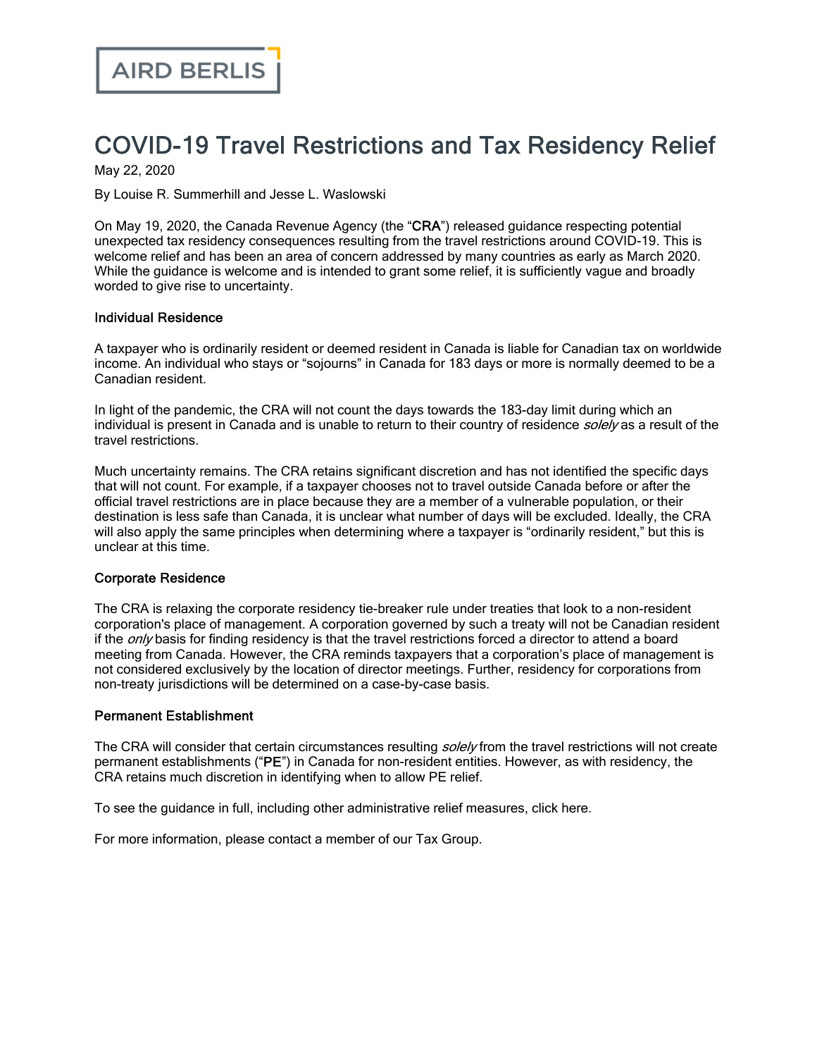AIRD BERLIS

# COVID-19 Travel Restrictions and Tax Residency Relief

May 22, 2020

By Louise R. Summerhill and Jesse L. Waslowski

On May 19, 2020, the Canada Revenue Agency (the "**CRA**") released guidance respecting potential unexpected tax residency consequences resulting from the travel restrictions around COVID-19. This is welcome relief and has been an area of concern addressed by many countries as early as March 2020. While the guidance is welcome and is intended to grant some relief, it is sufficiently vague and broadly worded to give rise to uncertainty.

## Individual Residence

A taxpayer who is ordinarily resident or deemed resident in Canada is liable for Canadian tax on worldwide income. An individual who stays or "sojourns" in Canada for 183 days or more is normally deemed to be a Canadian resident.

In light of the pandemic, the CRA will not count the days towards the 183-day limit during which an individual is present in Canada and is unable to return to their country of residence *solely* as a result of the travel restrictions.

Much uncertainty remains. The CRA retains significant discretion and has not identified the specific days that will not count. For example, if a taxpayer chooses not to travel outside Canada before or after the official travel restrictions are in place because they are a member of a vulnerable population, or their destination is less safe than Canada, it is unclear what number of days will be excluded. Ideally, the CRA will also apply the same principles when determining where a taxpayer is "ordinarily resident," but this is unclear at this time.

## Corporate Residence

The CRA is relaxing the corporate residency tie-breaker rule under treaties that look to a non-resident corporation's place of management. A corporation governed by such a treaty will not be Canadian resident if the *only* basis for finding residency is that the travel restrictions forced a director to attend a board meeting from Canada. However, the CRA reminds taxpayers that a corporation's place of management is not considered exclusively by the location of director meetings. Further, residency for corporations from non-treaty jurisdictions will be determined on a case-by-case basis.

## Permanent Establishment

The CRA will consider that certain circumstances resulting *solely* from the travel restrictions will not create permanent establishments ("**PE**") in Canada for non-resident entities. However, as with residency, the CRA retains much discretion in identifying when to allow PE relief.

To see the guidance in full, including other administrative relief measures, click here.

For more information, please contact a member of our Tax Group.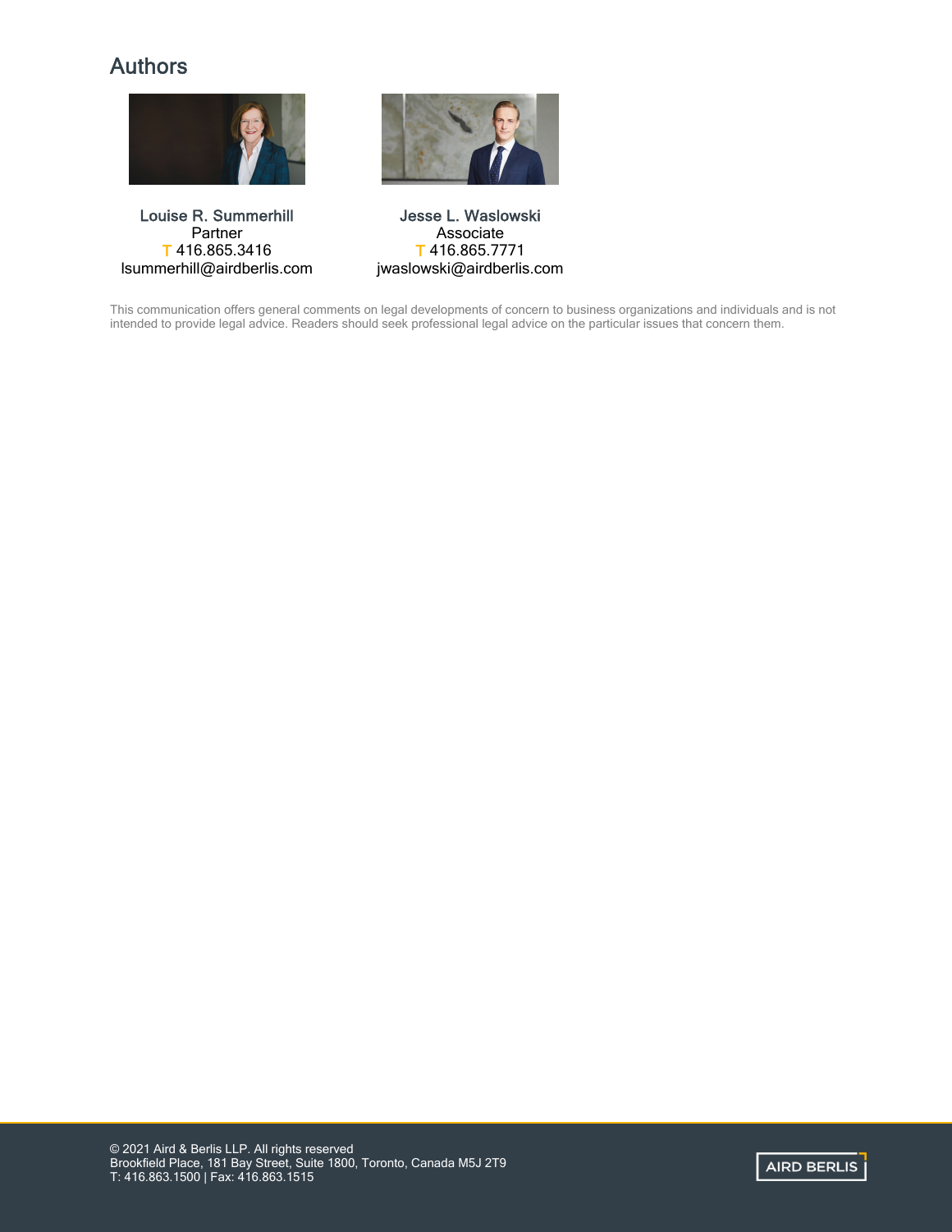## Authors

**Louise R. Summerhill**
Partner
T 416.865.3416
lsummerhill@airdberlis.com

**Jesse L. Waslowski**
Associate
T 416.865.7771
jwaslowski@airdberlis.com

This communication offers general comments on legal developments of concern to business organizations and individuals and is not intended to provide legal advice. Readers should seek professional legal advice on the particular issues that concern them.

© 2021 Aird & Berlis LLP. All rights reserved
Brookfield Place, 181 Bay Street, Suite 1800, Toronto, Canada M5J 2T9
T: 416.863.1500 | Fax: 416.863.1515

AIRD BERLIS